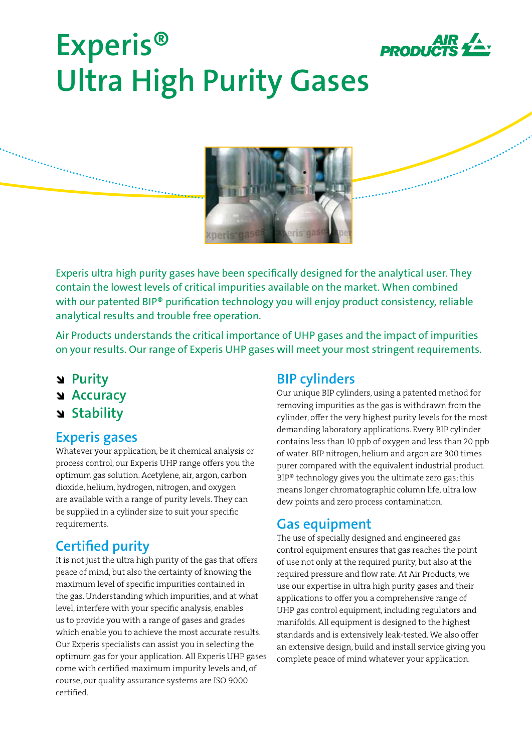# Experis®
# Ultra High Purity Gases

Experis ultra high purity gases have been specifically designed for the analytical user. They contain the lowest levels of critical impurities available on the market. When combined with our patented BIP® purification technology you will enjoy product consistency, reliable analytical results and trouble free operation.

Air Products understands the critical importance of UHP gases and the impact of impurities on your results. Our range of Experis UHP gases will meet your most stringent requirements.

- Purity
- Accuracy
- Stability

## Experis gases

Whatever your application, be it chemical analysis or process control, our Experis UHP range offers you the optimum gas solution. Acetylene, air, argon, carbon dioxide, helium, hydrogen, nitrogen, and oxygen are available with a range of purity levels. They can be supplied in a cylinder size to suit your specific requirements.

## Certified purity

It is not just the ultra high purity of the gas that offers peace of mind, but also the certainty of knowing the maximum level of specific impurities contained in the gas. Understanding which impurities, and at what level, interfere with your specific analysis, enables us to provide you with a range of gases and grades which enable you to achieve the most accurate results. Our Experis specialists can assist you in selecting the optimum gas for your application. All Experis UHP gases come with certified maximum impurity levels and, of course, our quality assurance systems are ISO 9000 certified.

## BIP cylinders

Our unique BIP cylinders, using a patented method for removing impurities as the gas is withdrawn from the cylinder, offer the very highest purity levels for the most demanding laboratory applications. Every BIP cylinder contains less than 10 ppb of oxygen and less than 20 ppb of water. BIP nitrogen, helium and argon are 300 times purer compared with the equivalent industrial product. BIP® technology gives you the ultimate zero gas; this means longer chromatographic column life, ultra low dew points and zero process contamination.

## Gas equipment

The use of specially designed and engineered gas control equipment ensures that gas reaches the point of use not only at the required purity, but also at the required pressure and flow rate. At Air Products, we use our expertise in ultra high purity gases and their applications to offer you a comprehensive range of UHP gas control equipment, including regulators and manifolds. All equipment is designed to the highest standards and is extensively leak-tested. We also offer an extensive design, build and install service giving you complete peace of mind whatever your application.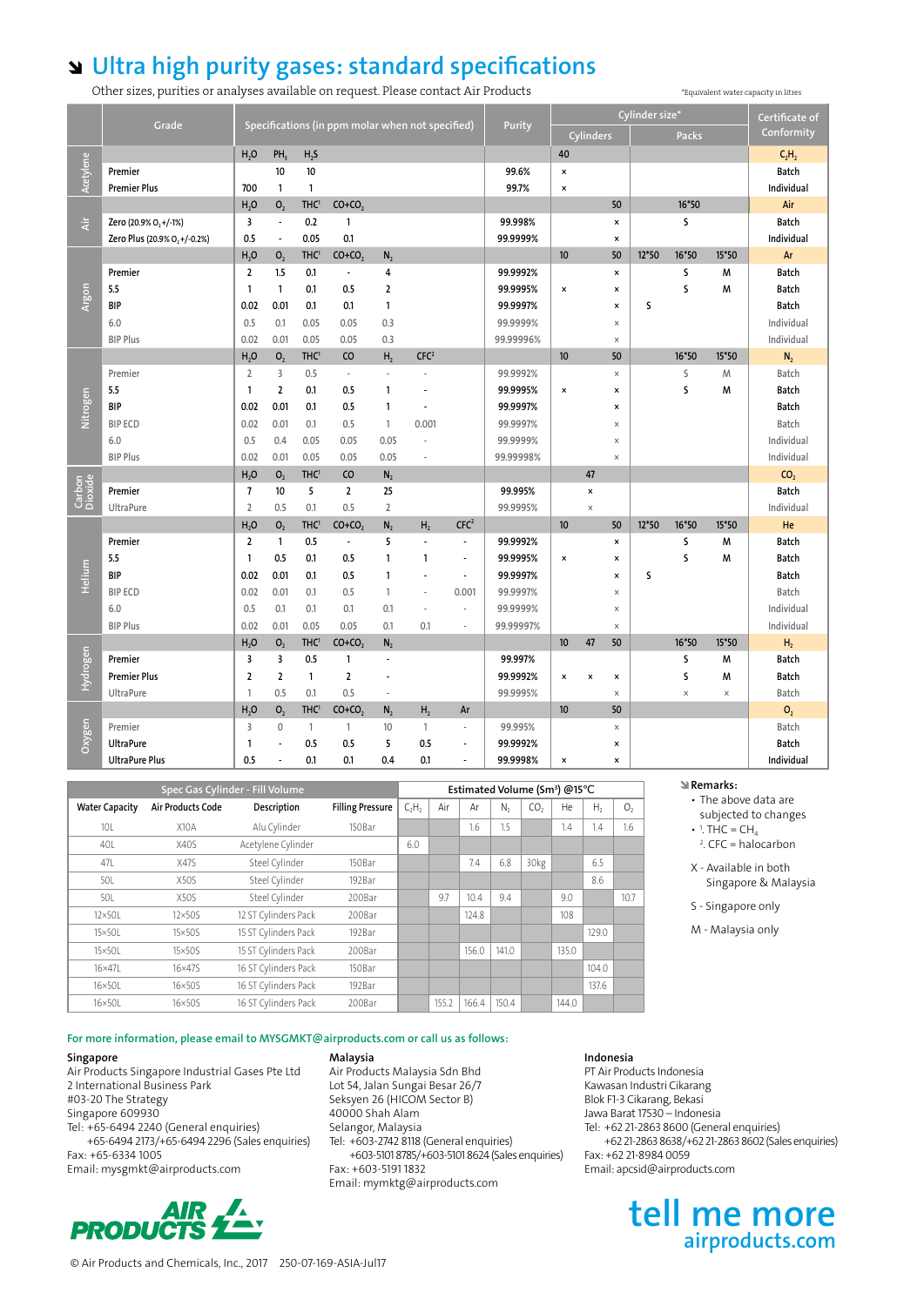# Ultra high purity gases: standard specifications

Other sizes, purities or analyses available on request. Please contact Air Products

*Equivalent water capacity in litres

| | Grade | Specifications (in ppm molar when not specified) | | | | | | | Purity | Cylinder size* | | | | | | Certificate of Conformity |
|---|---|---|---|---|---|---|---|---|---|---|---|---|---|---|---|---|
| | | | | | | | | | | Cylinders | | | Packs | | | |
| **Acetylene** | | $H_2O$ | $PH_3$ | $H_2S$ | | | | | | 40 | | | | | | $C_2H_2$ |
| | Premier | | 10 | 10 | | | | | 99.6% | × | | | | | | Batch |
| | Premier Plus | 700 | 1 | 1 | | | | | 99.7% | × | | | | | | Individual |
| **Air** | | $H_2O$ | $O_2$ | THC[1] | $CO+CO_2$ | | | | | | | 50 | | 16*50 | | Air |
| | Zero (20.9% $O_2$ +/-1%) | 3 | - | 0.2 | 1 | | | | 99.998% | | | × | | S | | Batch |
| | Zero Plus (20.9% $O_2$ +/-0.2%) | 0.5 | - | 0.05 | 0.1 | | | | 99.9999% | | | × | | | | Individual |
| **Argon** | | $H_2O$ | $O_2$ | THC[1] | $CO+CO_2$ | $N_2$ | | | | 10 | | 50 | 12*50 | 16*50 | 15*50 | Ar |
| | Premier | 2 | 1.5 | 0.1 | - | 4 | | | 99.9992% | | | × | | S | M | Batch |
| | 5.5 | 1 | 1 | 0.1 | 0.5 | 2 | | | 99.9995% | × | | × | | S | M | Batch |
| | BIP | 0.02 | 0.01 | 0.1 | 0.1 | 1 | | | 99.9997% | | | × | S | | | Batch |
| | 6.0 | 0.5 | 0.1 | 0.05 | 0.05 | 0.3 | | | 99.9999% | | | × | | | | Individual |
| | BIP Plus | 0.02 | 0.01 | 0.05 | 0.05 | 0.3 | | | 99.99996% | | | × | | | | Individual |
| **Nitrogen** | | $H_2O$ | $O_2$ | THC[1] | CO | $H_2$ | CFC[2] | | | 10 | | 50 | | 16*50 | 15*50 | $N_2$ |
| | Premier | 2 | 3 | 0.5 | - | - | - | | 99.9992% | | | × | | S | M | Batch |
| | 5.5 | 1 | 2 | 0.1 | 0.5 | 1 | - | | 99.9995% | × | | × | | S | M | Batch |
| | BIP | 0.02 | 0.01 | 0.1 | 0.5 | 1 | - | | 99.9997% | | | × | | | | Batch |
| | BIP ECD | 0.02 | 0.01 | 0.1 | 0.5 | 1 | 0.001 | | 99.9997% | | | × | | | | Batch |
| | 6.0 | 0.5 | 0.4 | 0.05 | 0.05 | 0.05 | - | | 99.9999% | | | × | | | | Individual |
| | BIP Plus | 0.02 | 0.01 | 0.05 | 0.05 | 0.05 | - | | 99.99998% | | | × | | | | Individual |
| **Carbon Dioxide** | | $H_2O$ | $O_2$ | THC[1] | CO | $N_2$ | | | | | 47 | | | | | $CO_2$ |
| | Premier | 7 | 10 | 5 | 2 | 25 | | | 99.995% | | × | | | | | Batch |
| | UltraPure | 2 | 0.5 | 0.1 | 0.5 | 2 | | | 99.9995% | | × | | | | | Individual |
| **Helium** | | $H_2O$ | $O_2$ | THC[1] | $CO+CO_2$ | $N_2$ | $H_2$ | CFC[2] | | 10 | | 50 | 12*50 | 16*50 | 15*50 | He |
| | Premier | 2 | 1 | 0.5 | - | 5 | - | - | 99.9992% | | | × | | S | M | Batch |
| | 5.5 | 1 | 0.5 | 0.1 | 0.5 | 1 | 1 | - | 99.9995% | × | | × | | S | M | Batch |
| | BIP | 0.02 | 0.01 | 0.1 | 0.5 | 1 | - | - | 99.9997% | | | × | S | | | Batch |
| | BIP ECD | 0.02 | 0.01 | 0.1 | 0.5 | 1 | - | 0.001 | 99.9997% | | | × | | | | Batch |
| | 6.0 | 0.5 | 0.1 | 0.1 | 0.1 | 0.1 | - | - | 99.9999% | | | × | | | | Individual |
| | BIP Plus | 0.02 | 0.01 | 0.05 | 0.05 | 0.1 | 0.1 | - | 99.99997% | | | × | | | | Individual |
| **Hydrogen** | | $H_2O$ | $O_2$ | THC[1] | $CO+CO_2$ | $N_2$ | | | | 10 | 47 | 50 | | 16*50 | 15*50 | $H_2$ |
| | Premier | 3 | 3 | 0.5 | 1 | - | | | 99.997% | | | × | | S | M | Batch |
| | Premier Plus | 2 | 2 | 1 | 2 | - | | | 99.9992% | × | × | × | | S | M | Batch |
| | UltraPure | 1 | 0.5 | 0.1 | 0.5 | - | | | 99.9995% | | | × | | × | × | Batch |
| **Oxygen** | | $H_2O$ | $O_2$ | THC[1] | $CO+CO_2$ | $N_2$ | $H_2$ | Ar | | 10 | | 50 | | | | $O_2$ |
| | Premier | 3 | 0 | 1 | 1 | 10 | 1 | - | 99.995% | | | × | | | | Batch |
| | UltraPure | 1 | - | 0.5 | 0.5 | 5 | 0.5 | - | 99.9992% | | | × | | | | Batch |
| | UltraPure Plus | 0.5 | - | 0.1 | 0.1 | 0.4 | 0.1 | - | 99.9998% | × | | × | | | | Individual |

| Spec Gas Cylinder - Fill Volume | | | | Estimated Volume ($Sm^3$) @15°C | | | | | | | |
|---|---|---|---|---|---|---|---|---|---|---|---|
| Water Capacity | Air Products Code | Description | Filling Pressure | $C_2H_2$ | Air | Ar | $N_2$ | $CO_2$ | He | $H_2$ | $O_2$ |
| 10L | X10A | Alu Cylinder | 150Bar | | | 1.6 | 1.5 | | 1.4 | 1.4 | 1.6 |
| 40L | X40S | Acetylene Cylinder | | 6.0 | | | | | | | |
| 47L | X47S | Steel Cylinder | 150Bar | | | 7.4 | 6.8 | 30kg | | 6.5 | |
| 50L | X50S | Steel Cylinder | 192Bar | | | | | | | 8.6 | |
| 50L | X50S | Steel Cylinder | 200Bar | | 9.7 | 10.4 | 9.4 | | 9.0 | | 10.7 |
| 12×50L | 12×50S | 12 ST Cylinders Pack | 200Bar | | | 124.8 | | | 108 | | |
| 15×50L | 15×50S | 15 ST Cylinders Pack | 192Bar | | | | | | | 129.0 | |
| 15×50L | 15×50S | 15 ST Cylinders Pack | 200Bar | | | 156.0 | 141.0 | | 135.0 | | |
| 16×47L | 16×47S | 16 ST Cylinders Pack | 150Bar | | | | | | | 104.0 | |
| 16×50L | 16×50S | 16 ST Cylinders Pack | 192Bar | | | | | | | 137.6 | |
| 16×50L | 16×50S | 16 ST Cylinders Pack | 200Bar | | 155.2 | 166.4 | 150.4 | | 144.0 | | |

**Remarks:**

- The above data are subjected to changes
- [1]. THC = $CH_4$
  [2]. CFC = halocarbon

X - Available in both Singapore & Malaysia

S - Singapore only

M - Malaysia only

For more information, please email to MYSGMKT@airproducts.com or call us as follows:

**Singapore**
Air Products Singapore Industrial Gases Pte Ltd
2 International Business Park
#03-20 The Strategy
Singapore 609930
Tel: +65-6494 2240 (General enquiries)
+65-6494 2173/+65-6494 2296 (Sales enquiries)
Fax: +65-6334 1005
Email: mysgmkt@airproducts.com

**Malaysia**
Air Products Malaysia Sdn Bhd
Lot 54, Jalan Sungai Besar 26/7
Seksyen 26 (HICOM Sector B)
40000 Shah Alam
Selangor, Malaysia
Tel: +603-2742 8118 (General enquiries)
+603-5101 8785/+603-5101 8624 (Sales enquiries)
Fax: +603-5191 1832
Email: mymktg@airproducts.com

**Indonesia**
PT Air Products Indonesia
Kawasan Industri Cikarang
Blok F1-3 Cikarang, Bekasi
Jawa Barat 17530 – Indonesia
Tel: +62 21-2863 8600 (General enquiries)
+62 21-2863 8638/+62 21-2863 8602 (Sales enquiries)
Fax: +62 21-8984 0059
Email: apcsid@airproducts.com

AIR PRODUCTS

tell me more
airproducts.com

© Air Products and Chemicals, Inc., 2017 250-07-169-ASIA-Jul17